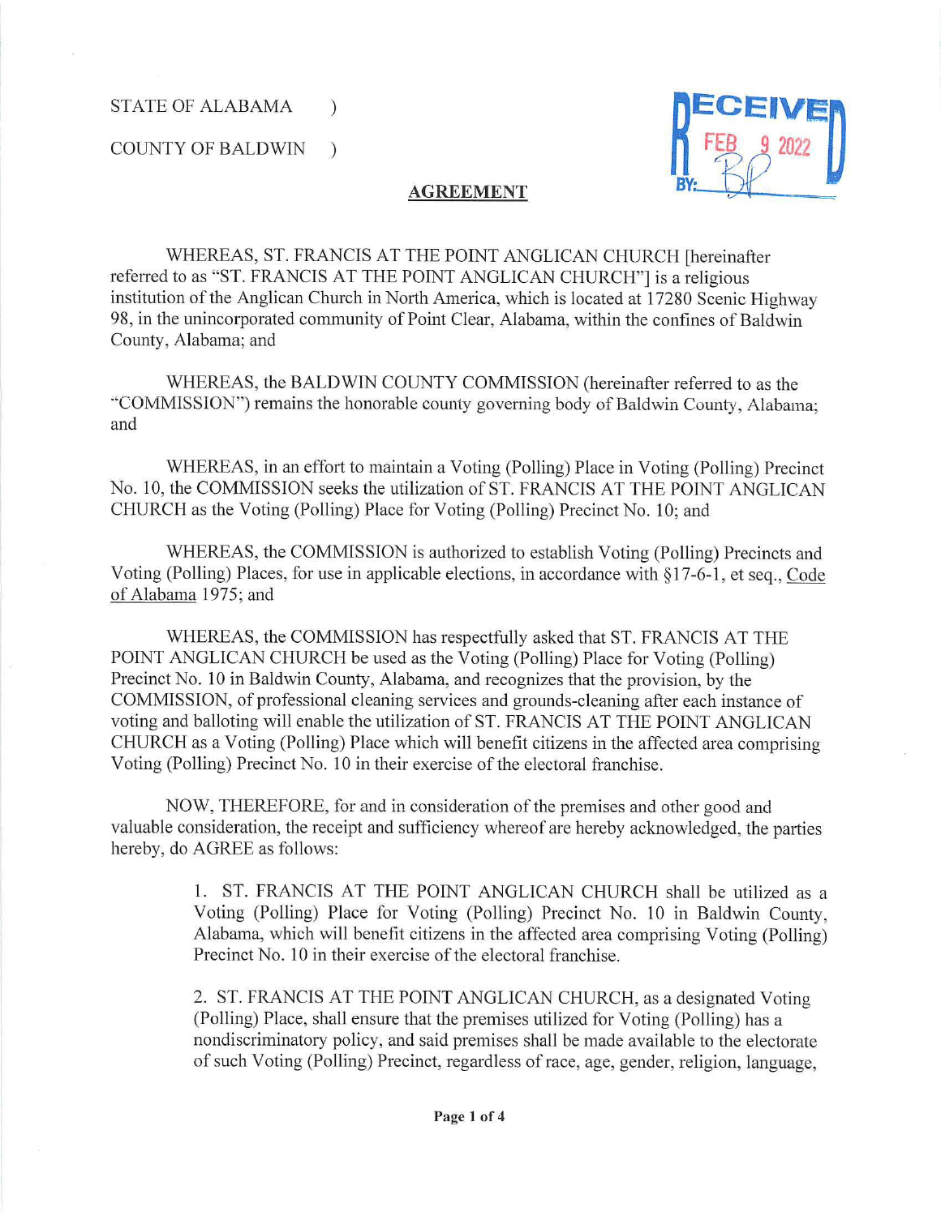STATE OF ALABAMA )

COUNTY OF BALDWIN )

RECEIVED FEB 9 2022 BY:

## AGREEMENT

WHEREAS, ST. FRANCIS AT THE POINT ANGLICAN CHURCH [hereinafter referred to as "ST. FRANCIS AT THE POINT ANGLICAN CHURCH"] is a religious institution of the Anglican Church in North America, which is located at 17280 Scenic Highway 98, in the unincorporated community of Point Clear, Alabama, within the confines of Baldwin County, Alabama; and

WHEREAS, the BALDWIN COUNTY COMMISSION (hereinafter referred to as the "COMMISSION") remains the honorable county governing body of Baldwin County, Alabama; and

WHEREAS, in an effort to maintain a Voting (Polling) Place in Voting (Polling) Precinct No. 10, the COMMISSION seeks the utilization of ST. FRANCIS AT THE POINT ANGLICAN CHURCH as the Voting (Polling) Place for Voting (Polling) Precinct No. 10; and

WHEREAS, the COMMISSION is authorized to establish Voting (Polling) Precincts and Voting (Polling) Places, for use in applicable elections, in accordance with §17-6-1, et seq., Code of Alabama 1975; and

WHEREAS, the COMMISSION has respectfully asked that ST. FRANCIS AT THE POINT ANGLICAN CHURCH be used as the Voting (Polling) Place for Voting (Polling) Precinct No. 10 in Baldwin County, Alabama, and recognizes that the provision, by the COMMISSION, of professional cleaning services and grounds-cleaning after each instance of voting and balloting will enable the utilization of ST. FRANCIS AT THE POINT ANGLICAN CHURCH as a Voting (Polling) Place which will benefit citizens in the affected area comprising Voting (Polling) Precinct No. 10 in their exercise of the electoral franchise.

NOW, THEREFORE, for and in consideration of the premises and other good and valuable consideration, the receipt and sufficiency whereof are hereby acknowledged, the parties hereby, do AGREE as follows:

1. ST. FRANCIS AT THE POINT ANGLICAN CHURCH shall be utilized as a Voting (Polling) Place for Voting (Polling) Precinct No. 10 in Baldwin County, Alabama, which will benefit citizens in the affected area comprising Voting (Polling) Precinct No. 10 in their exercise of the electoral franchise.

2. ST. FRANCIS AT THE POINT ANGLICAN CHURCH, as a designated Voting (Polling) Place, shall ensure that the premises utilized for Voting (Polling) has a nondiscriminatory policy, and said premises shall be made available to the electorate of such Voting (Polling) Precinct, regardless of race, age, gender, religion, language,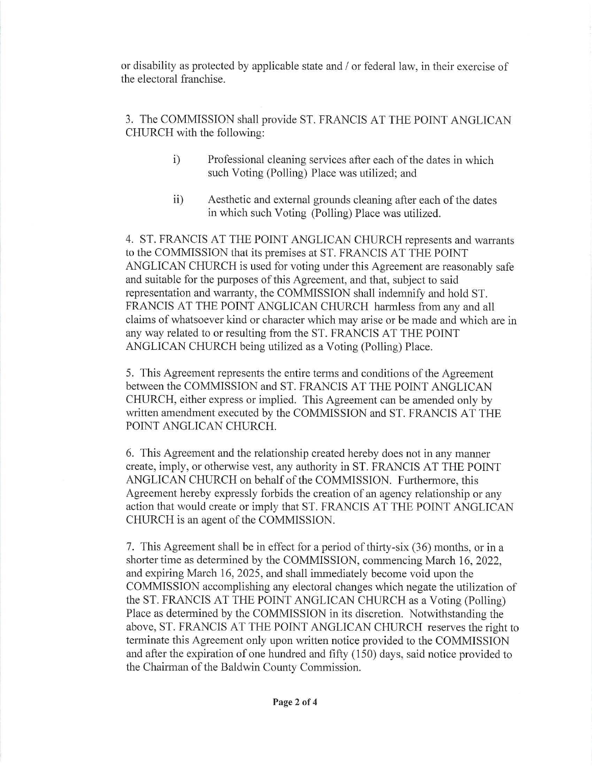or disability as protected by applicable state and / or federal law, in their exercise of the electoral franchise.

3. The COMMISSION shall provide ST. FRANCIS AT THE POINT ANGLICAN CHURCH with the following:

   i) Professional cleaning services after each of the dates in which such Voting (Polling) Place was utilized; and

   ii) Aesthetic and external grounds cleaning after each of the dates in which such Voting (Polling) Place was utilized.

4. ST. FRANCIS AT THE POINT ANGLICAN CHURCH represents and warrants to the COMMISSION that its premises at ST. FRANCIS AT THE POINT ANGLICAN CHURCH is used for voting under this Agreement are reasonably safe and suitable for the purposes of this Agreement, and that, subject to said representation and warranty, the COMMISSION shall indemnify and hold ST. FRANCIS AT THE POINT ANGLICAN CHURCH harmless from any and all claims of whatsoever kind or character which may arise or be made and which are in any way related to or resulting from the ST. FRANCIS AT THE POINT ANGLICAN CHURCH being utilized as a Voting (Polling) Place.

5. This Agreement represents the entire terms and conditions of the Agreement between the COMMISSION and ST. FRANCIS AT THE POINT ANGLICAN CHURCH, either express or implied. This Agreement can be amended only by written amendment executed by the COMMISSION and ST. FRANCIS AT THE POINT ANGLICAN CHURCH.

6. This Agreement and the relationship created hereby does not in any manner create, imply, or otherwise vest, any authority in ST. FRANCIS AT THE POINT ANGLICAN CHURCH on behalf of the COMMISSION. Furthermore, this Agreement hereby expressly forbids the creation of an agency relationship or any action that would create or imply that ST. FRANCIS AT THE POINT ANGLICAN CHURCH is an agent of the COMMISSION.

7. This Agreement shall be in effect for a period of thirty-six (36) months, or in a shorter time as determined by the COMMISSION, commencing March 16, 2022, and expiring March 16, 2025, and shall immediately become void upon the COMMISSION accomplishing any electoral changes which negate the utilization of the ST. FRANCIS AT THE POINT ANGLICAN CHURCH as a Voting (Polling) Place as determined by the COMMISSION in its discretion. Notwithstanding the above, ST. FRANCIS AT THE POINT ANGLICAN CHURCH reserves the right to terminate this Agreement only upon written notice provided to the COMMISSION and after the expiration of one hundred and fifty (150) days, said notice provided to the Chairman of the Baldwin County Commission.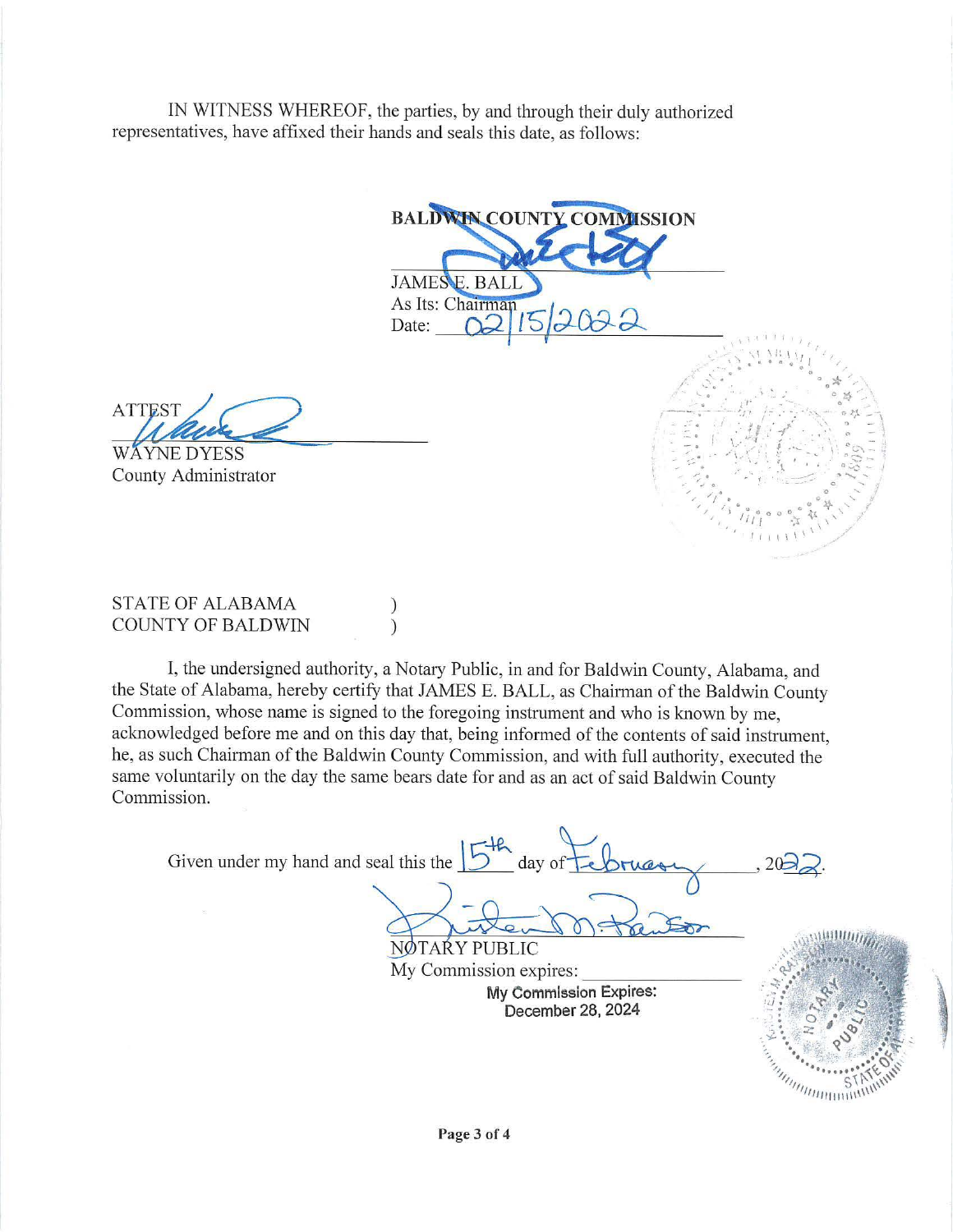IN WITNESS WHEREOF, the parties, by and through their duly authorized representatives, have affixed their hands and seals this date, as follows:

**BALDWIN COUNTY COMMISSION**

JAMES E. BALL
As Its: Chairman
Date: 02/15/2022

ATTEST

WAYNE DYESS
County Administrator

STATE OF ALABAMA )
COUNTY OF BALDWIN )

I, the undersigned authority, a Notary Public, in and for Baldwin County, Alabama, and the State of Alabama, hereby certify that JAMES E. BALL, as Chairman of the Baldwin County Commission, whose name is signed to the foregoing instrument and who is known by me, acknowledged before me and on this day that, being informed of the contents of said instrument, he, as such Chairman of the Baldwin County Commission, and with full authority, executed the same voluntarily on the day the same bears date for and as an act of said Baldwin County Commission.

Given under my hand and seal this the 15th day of February, 2022.

NOTARY PUBLIC
My Commission expires:
My Commission Expires:
December 28, 2024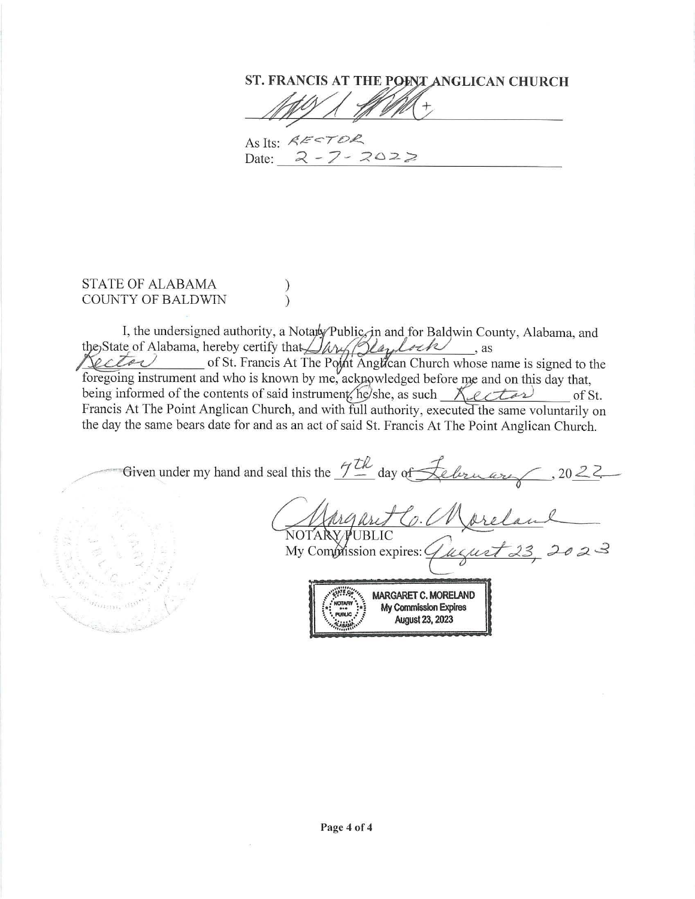**ST. FRANCIS AT THE POINT ANGLICAN CHURCH**

_______________________________

As Its: RECTOR
Date: 2-7-2022

STATE OF ALABAMA )
COUNTY OF BALDWIN )

I, the undersigned authority, a Notary Public, in and for Baldwin County, Alabama, and the State of Alabama, hereby certify that Gary Blaylock, as Rector of St. Francis At The Point Anglican Church whose name is signed to the foregoing instrument and who is known by me, acknowledged before me and on this day that, being informed of the contents of said instrument, he/she, as such Rector of St. Francis At The Point Anglican Church, and with full authority, executed the same voluntarily on the day the same bears date for and as an act of said St. Francis At The Point Anglican Church.

Given under my hand and seal this the 7th day of February, 2022

Margaret C. Moreland
NOTARY PUBLIC
My Commission expires: August 23, 2023

MARGARET C. MORELAND
My Commission Expires
August 23, 2023